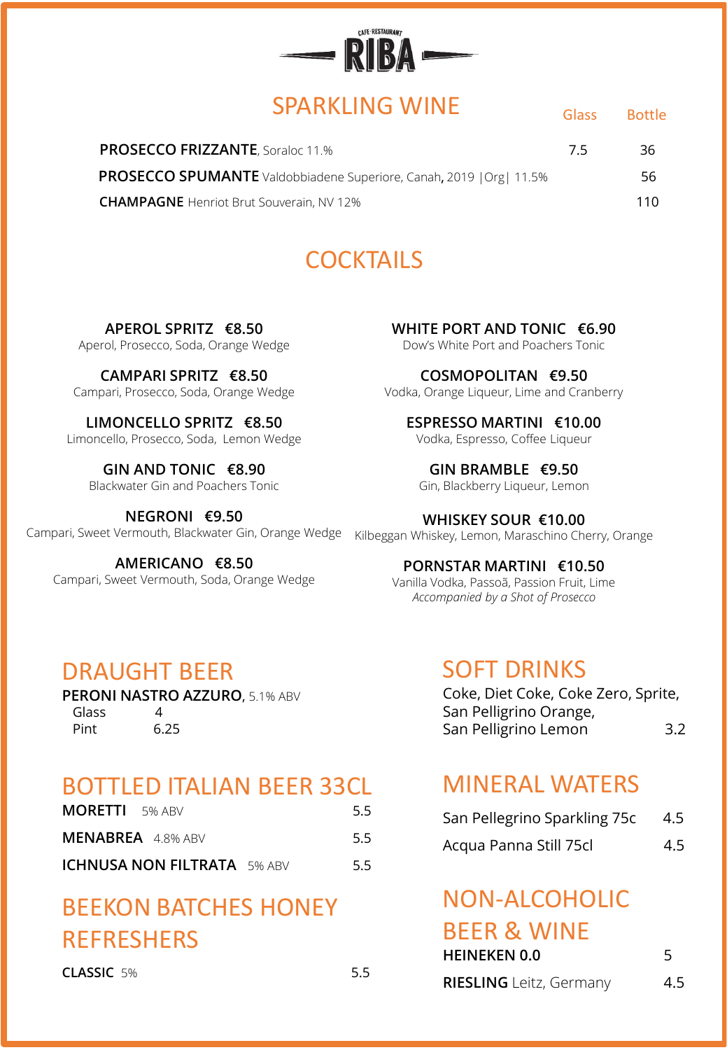CAFE·RESTAURANT

# RIBA

## SPARKLING WINE

| | Glass | Bottle |
|---|---|---|
| **PROSECCO FRIZZANTE**, Soraloc 11.% | 7.5 | 36 |
| **PROSECCO SPUMANTE** Valdobbiadene Superiore, Canah, 2019 \|Org\| 11.5% | | 56 |
| **CHAMPAGNE** Henriot Brut Souverain, NV 12% | | 110 |

## COCKTAILS

**APEROL SPRITZ €8.50**
Aperol, Prosecco, Soda, Orange Wedge

**CAMPARI SPRITZ €8.50**
Campari, Prosecco, Soda, Orange Wedge

**LIMONCELLO SPRITZ €8.50**
Limoncello, Prosecco, Soda, Lemon Wedge

**GIN AND TONIC €8.90**
Blackwater Gin and Poachers Tonic

**NEGRONI €9.50**
Campari, Sweet Vermouth, Blackwater Gin, Orange Wedge

**AMERICANO €8.50**
Campari, Sweet Vermouth, Soda, Orange Wedge

**WHITE PORT AND TONIC €6.90**
Dow's White Port and Poachers Tonic

**COSMOPOLITAN €9.50**
Vodka, Orange Liqueur, Lime and Cranberry

**ESPRESSO MARTINI €10.00**
Vodka, Espresso, Coffee Liqueur

**GIN BRAMBLE €9.50**
Gin, Blackberry Liqueur, Lemon

**WHISKEY SOUR €10.00**
Kilbeggan Whiskey, Lemon, Maraschino Cherry, Orange

**PORNSTAR MARTINI €10.50**
Vanilla Vodka, Passoã, Passion Fruit, Lime
*Accompanied by a Shot of Prosecco*

## DRAUGHT BEER

**PERONI NASTRO AZZURO**, 5.1% ABV

| | |
|---|---|
| Glass | 4 |
| Pint | 6.25 |

## BOTTLED ITALIAN BEER 33CL

| | |
|---|---|
| **MORETTI** 5% ABV | 5.5 |
| **MENABREA** 4.8% ABV | 5.5 |
| **ICHNUSA NON FILTRATA** 5% ABV | 5.5 |

## BEEKON BATCHES HONEY REFRESHERS

| | |
|---|---|
| **CLASSIC** 5% | 5.5 |

## SOFT DRINKS

Coke, Diet Coke, Coke Zero, Sprite, San Pelligrino Orange, San Pelligrino Lemon — 3.2

## MINERAL WATERS

| | |
|---|---|
| San Pellegrino Sparkling 75c | 4.5 |
| Acqua Panna Still 75cl | 4.5 |

## NON-ALCOHOLIC BEER & WINE

| | |
|---|---|
| **HEINEKEN 0.0** | 5 |
| **RIESLING** Leitz, Germany | 4.5 |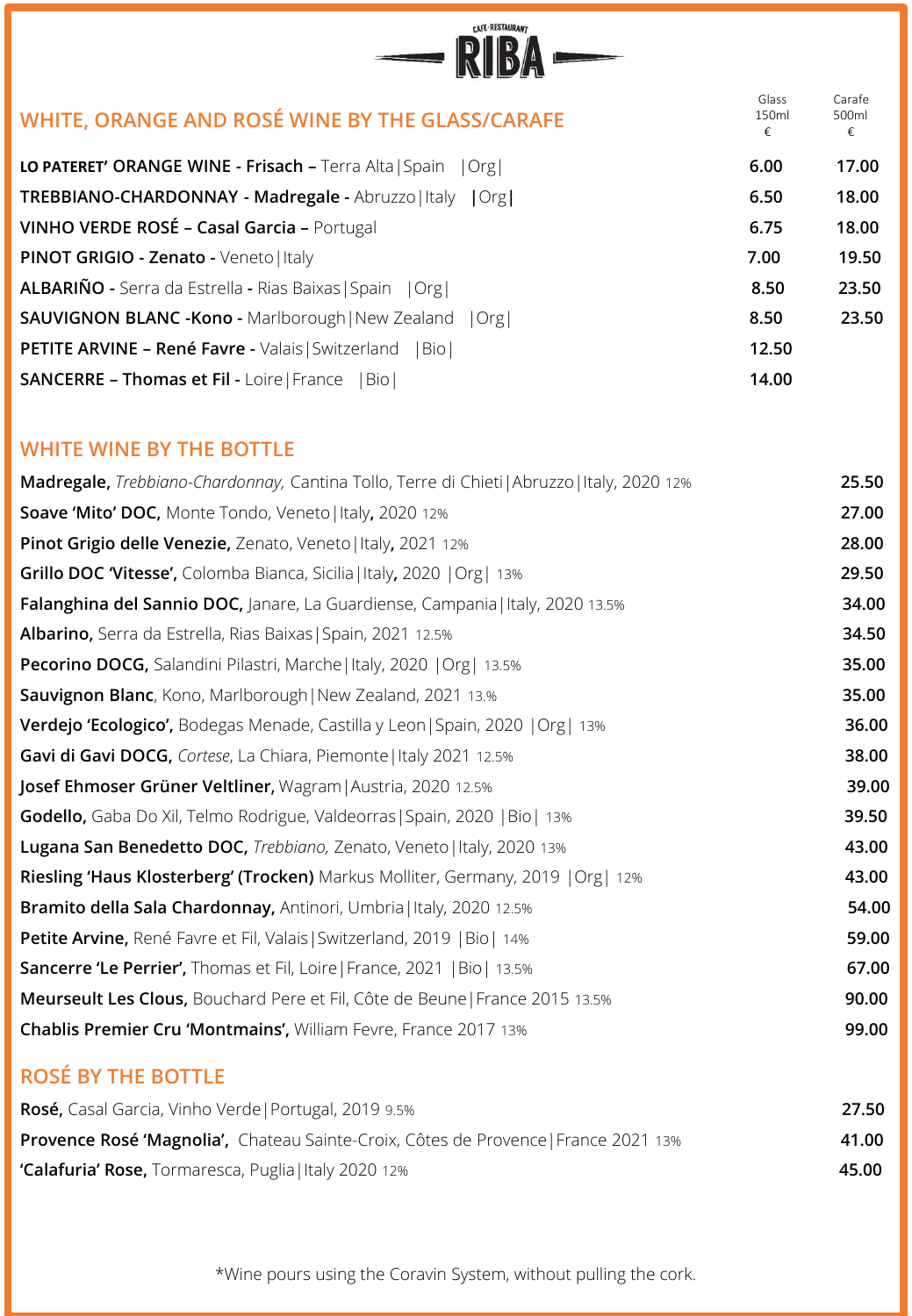CAFÉ·RESTAURANT **RIBA**

## WHITE, ORANGE AND ROSÉ WINE BY THE GLASS/CARAFE

| | Glass 150ml € | Carafe 500ml € |
|---|---|---|
| **LO PATERET' ORANGE WINE - Frisach –** Terra Alta\|Spain \|Org\| | **6.00** | **17.00** |
| **TREBBIANO-CHARDONNAY - Madregale -** Abruzzo\|Italy \|Org\| | **6.50** | **18.00** |
| **VINHO VERDE ROSÉ – Casal Garcia –** Portugal | **6.75** | **18.00** |
| **PINOT GRIGIO - Zenato -** Veneto\|Italy | **7.00** | **19.50** |
| **ALBARIÑO -** Serra da Estrella **-** Rias Baixas\|Spain \|Org\| | **8.50** | **23.50** |
| **SAUVIGNON BLANC -Kono -** Marlborough\|New Zealand \|Org\| | **8.50** | **23.50** |
| **PETITE ARVINE – René Favre -** Valais\|Switzerland \|Bio\| | **12.50** | |
| **SANCERRE – Thomas et Fil -** Loire\|France \|Bio\| | **14.00** | |

## WHITE WINE BY THE BOTTLE

| | |
|---|---|
| **Madregale,** *Trebbiano-Chardonnay,* Cantina Tollo, Terre di Chieti\|Abruzzo\|Italy, 2020 12% | **25.50** |
| **Soave 'Mito' DOC,** Monte Tondo, Veneto\|Italy**,** 2020 12% | **27.00** |
| **Pinot Grigio delle Venezie,** Zenato, Veneto\|Italy**,** 2021 12% | **28.00** |
| **Grillo DOC 'Vitesse',** Colomba Bianca, Sicilia\|Italy**,** 2020 \|Org\| 13% | **29.50** |
| **Falanghina del Sannio DOC,** Janare, La Guardiense, Campania\|Italy, 2020 13.5% | **34.00** |
| **Albarino,** Serra da Estrella, Rias Baixas\|Spain, 2021 12.5% | **34.50** |
| **Pecorino DOCG,** Salandini Pilastri, Marche\|Italy, 2020 \|Org\| 13.5% | **35.00** |
| **Sauvignon Blanc**, Kono, Marlborough\|New Zealand, 2021 13.% | **35.00** |
| **Verdejo 'Ecologico',** Bodegas Menade, Castilla y Leon\|Spain, 2020 \|Org\| 13% | **36.00** |
| **Gavi di Gavi DOCG,** *Cortese*, La Chiara, Piemonte\|Italy 2021 12.5% | **38.00** |
| **Josef Ehmoser Grüner Veltliner,** Wagram\|Austria, 2020 12.5% | **39.00** |
| **Godello,** Gaba Do Xil, Telmo Rodrigue, Valdeorras\|Spain, 2020 \|Bio\| 13% | **39.50** |
| **Lugana San Benedetto DOC,** *Trebbiano,* Zenato, Veneto\|Italy, 2020 13% | **43.00** |
| **Riesling 'Haus Klosterberg' (Trocken)** Markus Molliter, Germany, 2019 \|Org\| 12% | **43.00** |
| **Bramito della Sala Chardonnay,** Antinori, Umbria\|Italy, 2020 12.5% | **54.00** |
| **Petite Arvine,** René Favre et Fil, Valais\|Switzerland, 2019 \|Bio\| 14% | **59.00** |
| **Sancerre 'Le Perrier',** Thomas et Fil, Loire\|France, 2021 \|Bio\| 13.5% | **67.00** |
| **Meurseult Les Clous,** Bouchard Pere et Fil, Côte de Beune\|France 2015 13.5% | **90.00** |
| **Chablis Premier Cru 'Montmains',** William Fevre, France 2017 13% | **99.00** |

## ROSÉ BY THE BOTTLE

| | |
|---|---|
| **Rosé,** Casal Garcia, Vinho Verde\|Portugal, 2019 9.5% | **27.50** |
| **Provence Rosé 'Magnolia',** Chateau Sainte-Croix, Côtes de Provence\|France 2021 13% | **41.00** |
| **'Calafuria' Rose,** Tormaresca, Puglia\|Italy 2020 12% | **45.00** |

*Wine pours using the Coravin System, without pulling the cork.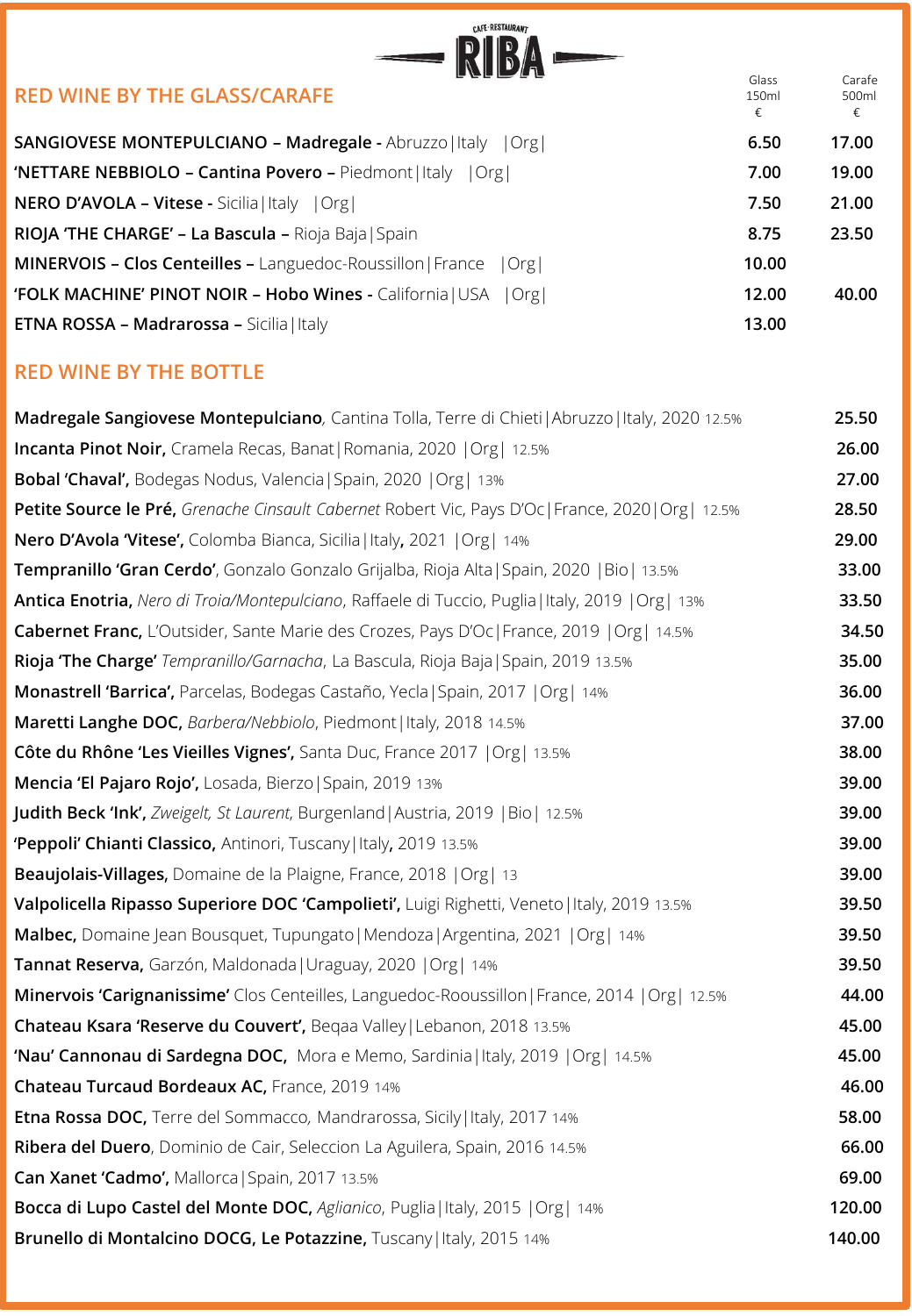CAFE·RESTAURANT **RIBA**

## RED WINE BY THE GLASS/CARAFE

| | Glass 150ml € | Carafe 500ml € |
|---|---|---|
| **SANGIOVESE MONTEPULCIANO – Madregale -** Abruzzo\|Italy \|Org\| | 6.50 | 17.00 |
| **'NETTARE NEBBIOLO – Cantina Povero –** Piedmont\|Italy \|Org\| | 7.00 | 19.00 |
| **NERO D'AVOLA – Vitese -** Sicilia\|Italy \|Org\| | 7.50 | 21.00 |
| **RIOJA 'THE CHARGE' – La Bascula –** Rioja Baja\|Spain | 8.75 | 23.50 |
| **MINERVOIS – Clos Centeilles –** Languedoc-Roussillon\|France \|Org\| | 10.00 | |
| **'FOLK MACHINE' PINOT NOIR – Hobo Wines -** California\|USA \|Org\| | 12.00 | 40.00 |
| **ETNA ROSSA – Madrarossa –** Sicilia\|Italy | 13.00 | |

## RED WINE BY THE BOTTLE

| Wine | € |
|---|---|
| **Madregale Sangiovese Montepulciano**, Cantina Tolla, Terre di Chieti\|Abruzzo\|Italy, 2020 12.5% | 25.50 |
| **Incanta Pinot Noir,** Cramela Recas, Banat\|Romania, 2020 \|Org\| 12.5% | 26.00 |
| **Bobal 'Chaval',** Bodegas Nodus, Valencia\|Spain, 2020 \|Org\| 13% | 27.00 |
| **Petite Source le Pré,** *Grenache Cinsault Cabernet* Robert Vic, Pays D'Oc\|France, 2020\|Org\| 12.5% | 28.50 |
| **Nero D'Avola 'Vitese',** Colomba Bianca, Sicilia\|Italy, 2021 \|Org\| 14% | 29.00 |
| **Tempranillo 'Gran Cerdo'**, Gonzalo Gonzalo Grijalba, Rioja Alta\|Spain, 2020 \|Bio\| 13.5% | 33.00 |
| **Antica Enotria,** *Nero di Troia/Montepulciano*, Raffaele di Tuccio, Puglia\|Italy, 2019 \|Org\| 13% | 33.50 |
| **Cabernet Franc,** L'Outsider, Sante Marie des Crozes, Pays D'Oc\|France, 2019 \|Org\| 14.5% | 34.50 |
| **Rioja 'The Charge'** *Tempranillo/Garnacha*, La Bascula, Rioja Baja\|Spain, 2019 13.5% | 35.00 |
| **Monastrell 'Barrica',** Parcelas, Bodegas Castaño, Yecla\|Spain, 2017 \|Org\| 14% | 36.00 |
| **Maretti Langhe DOC,** *Barbera/Nebbiolo*, Piedmont\|Italy, 2018 14.5% | 37.00 |
| **Côte du Rhône 'Les Vieilles Vignes',** Santa Duc, France 2017 \|Org\| 13.5% | 38.00 |
| **Mencia 'El Pajaro Rojo',** Losada, Bierzo\|Spain, 2019 13% | 39.00 |
| **Judith Beck 'Ink',** *Zweigelt, St Laurent*, Burgenland\|Austria, 2019 \|Bio\| 12.5% | 39.00 |
| **'Peppoli' Chianti Classico,** Antinori, Tuscany\|Italy, 2019 13.5% | 39.00 |
| **Beaujolais-Villages,** Domaine de la Plaigne, France, 2018 \|Org\| 13 | 39.00 |
| **Valpolicella Ripasso Superiore DOC 'Campolieti',** Luigi Righetti, Veneto\|Italy, 2019 13.5% | 39.50 |
| **Malbec,** Domaine Jean Bousquet, Tupungato\|Mendoza\|Argentina, 2021 \|Org\| 14% | 39.50 |
| **Tannat Reserva,** Garzón, Maldonada\|Uraguay, 2020 \|Org\| 14% | 39.50 |
| **Minervois 'Carignanissime'** Clos Centeilles, Languedoc-Rooussillon\|France, 2014 \|Org\| 12.5% | 44.00 |
| **Chateau Ksara 'Reserve du Couvert',** Beqaa Valley\|Lebanon, 2018 13.5% | 45.00 |
| **'Nau' Cannonau di Sardegna DOC,** Mora e Memo, Sardinia\|Italy, 2019 \|Org\| 14.5% | 45.00 |
| **Chateau Turcaud Bordeaux AC,** France, 2019 14% | 46.00 |
| **Etna Rossa DOC,** Terre del Sommacco, Mandrarossa, Sicily\|Italy, 2017 14% | 58.00 |
| **Ribera del Duero**, Dominio de Cair, Seleccion La Aguilera, Spain, 2016 14.5% | 66.00 |
| **Can Xanet 'Cadmo',** Mallorca\|Spain, 2017 13.5% | 69.00 |
| **Bocca di Lupo Castel del Monte DOC,** *Aglianico*, Puglia\|Italy, 2015 \|Org\| 14% | 120.00 |
| **Brunello di Montalcino DOCG, Le Potazzine,** Tuscany\|Italy, 2015 14% | 140.00 |